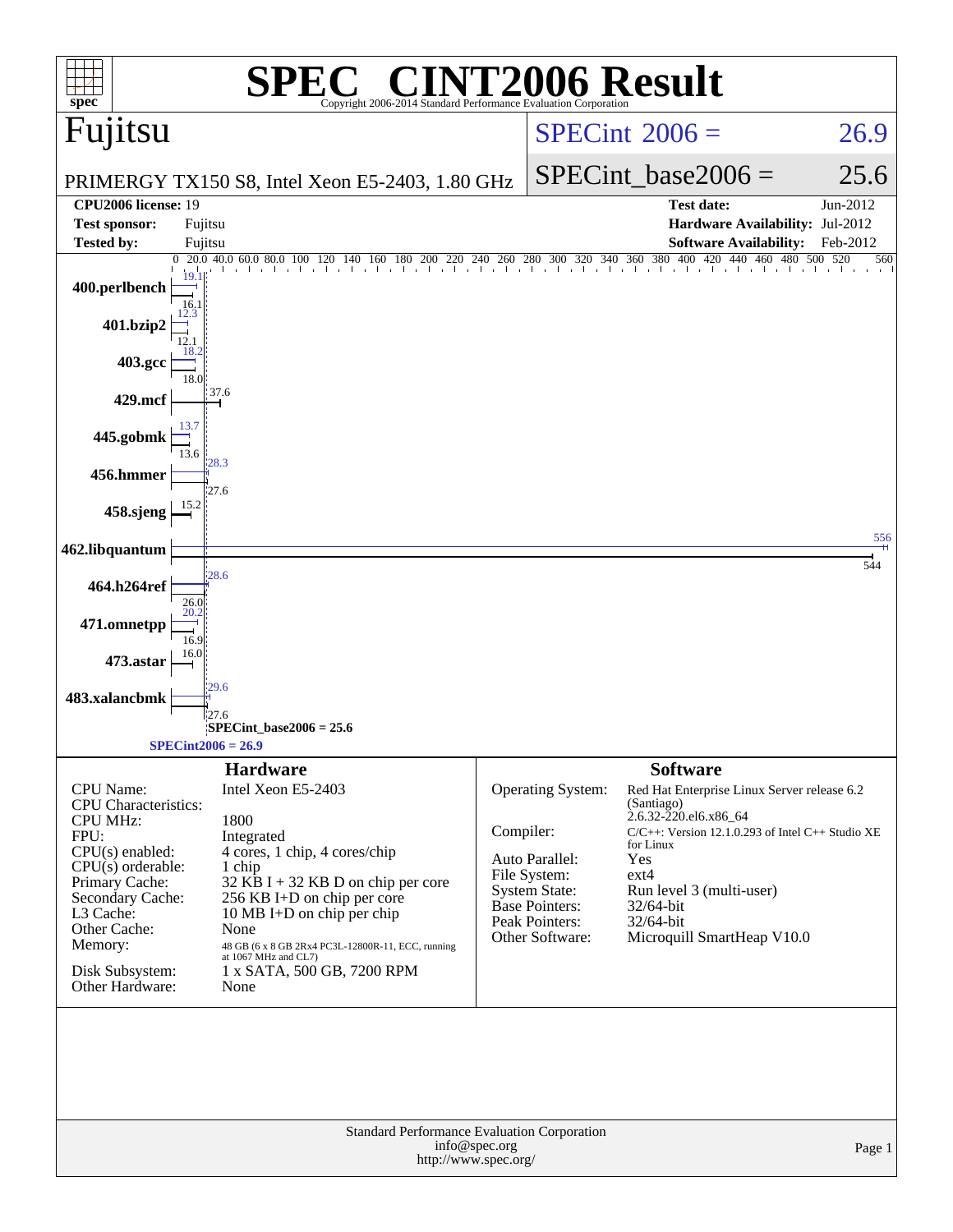# SPEC® CINT2006 Result

Copyright 2006-2014 Standard Performance Evaluation Corporation

## Fujitsu

PRIMERGY TX150 S8, Intel Xeon E5-2403, 1.80 GHz

SPECint 2006 = 26.9

SPECint_base2006 = 25.6

| | | | |
|---|---|---|---|
| **CPU2006 license:** | 19 | **Test date:** | Jun-2012 |
| **Test sponsor:** | Fujitsu | **Hardware Availability:** | Jul-2012 |
| **Tested by:** | Fujitsu | **Software Availability:** | Feb-2012 |

| Benchmark | Peak | Base |
|---|---|---|
| 400.perlbench | 19.1 | 16.1 |
| 401.bzip2 | 12.3 | 12.1 |
| 403.gcc | 18.2 | 18.0 |
| 429.mcf | 37.6 | 37.6 |
| 445.gobmk | 13.7 | 13.6 |
| 456.hmmer | 28.3 | 27.6 |
| 458.sjeng | 15.2 | 15.2 |
| 462.libquantum | 556 | 544 |
| 464.h264ref | 28.6 | 26.0 |
| 471.omnetpp | 20.2 | 16.9 |
| 473.astar | 16.0 | 16.0 |
| 483.xalancbmk | 29.6 | 27.6 |

SPECint_base2006 = 25.6

SPECint2006 = 26.9

### Hardware

| | |
|---|---|
| CPU Name: | Intel Xeon E5-2403 |
| CPU Characteristics: | |
| CPU MHz: | 1800 |
| FPU: | Integrated |
| CPU(s) enabled: | 4 cores, 1 chip, 4 cores/chip |
| CPU(s) orderable: | 1 chip |
| Primary Cache: | 32 KB I + 32 KB D on chip per core |
| Secondary Cache: | 256 KB I+D on chip per core |
| L3 Cache: | 10 MB I+D on chip per chip |
| Other Cache: | None |
| Memory: | 48 GB (6 x 8 GB 2Rx4 PC3L-12800R-11, ECC, running at 1067 MHz and CL7) |
| Disk Subsystem: | 1 x SATA, 500 GB, 7200 RPM |
| Other Hardware: | None |

### Software

| | |
|---|---|
| Operating System: | Red Hat Enterprise Linux Server release 6.2 (Santiago) 2.6.32-220.el6.x86_64 |
| Compiler: | C/C++: Version 12.1.0.293 of Intel C++ Studio XE for Linux |
| Auto Parallel: | Yes |
| File System: | ext4 |
| System State: | Run level 3 (multi-user) |
| Base Pointers: | 32/64-bit |
| Peak Pointers: | 32/64-bit |
| Other Software: | Microquill SmartHeap V10.0 |

Standard Performance Evaluation Corporation
info@spec.org
http://www.spec.org/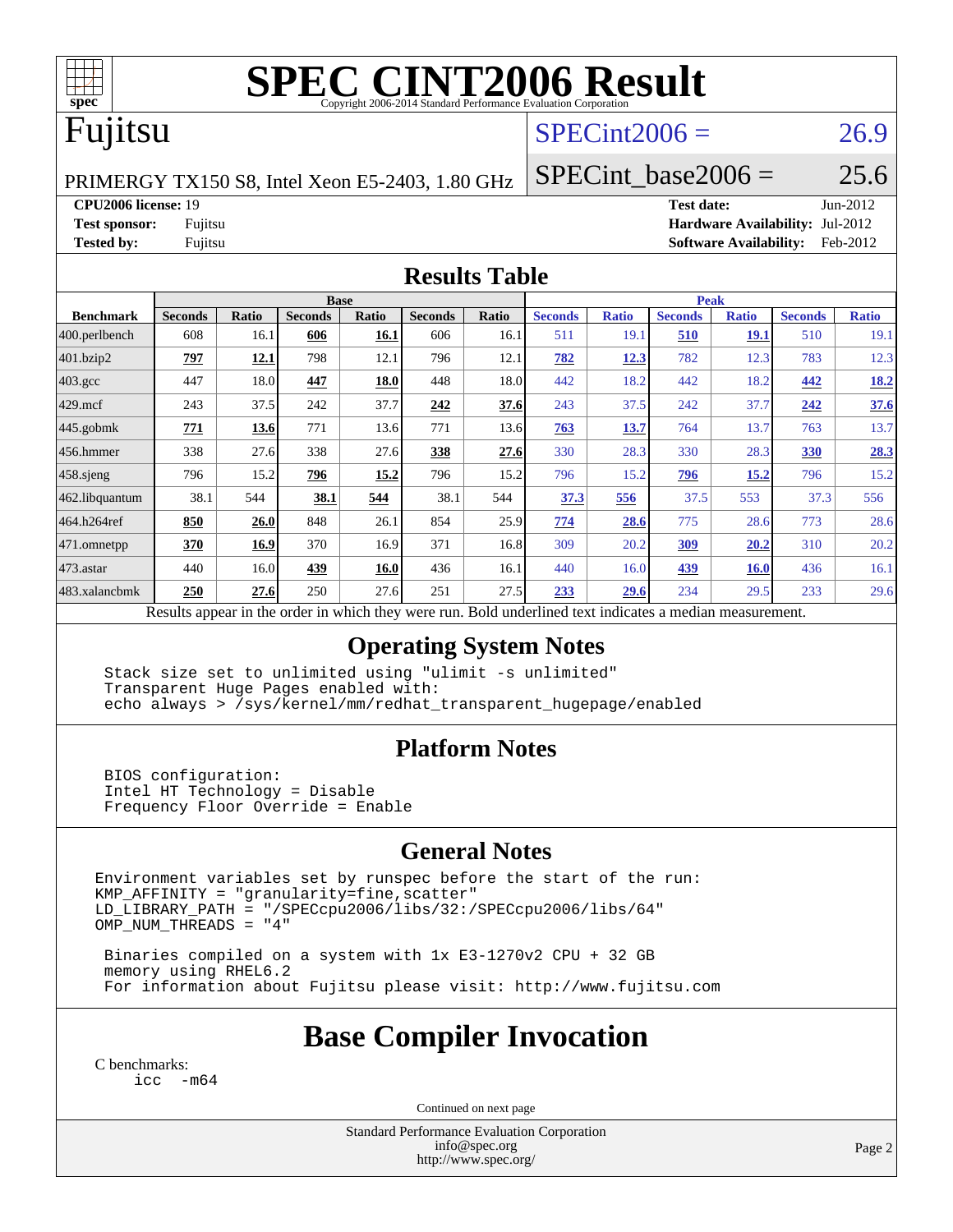# SPEC CINT2006 Result

Copyright 2006-2014 Standard Performance Evaluation Corporation

# Fujitsu

PRIMERGY TX150 S8, Intel Xeon E5-2403, 1.80 GHz

SPECint2006 = 26.9

SPECint_base2006 = 25.6

**CPU2006 license:** 19
**Test sponsor:** Fujitsu
**Tested by:** Fujitsu

**Test date:** Jun-2012
**Hardware Availability:** Jul-2012
**Software Availability:** Feb-2012

## Results Table

| Benchmark | Base | | | | | | Peak | | | | | |
|---|---|---|---|---|---|---|---|---|---|---|---|---|
| | Seconds | Ratio | Seconds | Ratio | Seconds | Ratio | Seconds | Ratio | Seconds | Ratio | Seconds | Ratio |
| 400.perlbench | 608 | 16.1 | **606** | **16.1** | 606 | 16.1 | 511 | 19.1 | **510** | **19.1** | 510 | 19.1 |
| 401.bzip2 | **797** | **12.1** | 798 | 12.1 | 796 | 12.1 | **782** | **12.3** | 782 | 12.3 | 783 | 12.3 |
| 403.gcc | 447 | 18.0 | **447** | **18.0** | 448 | 18.0 | 442 | 18.2 | 442 | 18.2 | **442** | **18.2** |
| 429.mcf | 243 | 37.5 | 242 | 37.7 | **242** | **37.6** | 243 | 37.5 | 242 | 37.7 | **242** | **37.6** |
| 445.gobmk | **771** | **13.6** | 771 | 13.6 | 771 | 13.6 | **763** | **13.7** | 764 | 13.7 | 763 | 13.7 |
| 456.hmmer | 338 | 27.6 | 338 | 27.6 | **338** | **27.6** | 330 | 28.3 | 330 | 28.3 | **330** | **28.3** |
| 458.sjeng | 796 | 15.2 | **796** | **15.2** | 796 | 15.2 | 796 | 15.2 | **796** | **15.2** | 796 | 15.2 |
| 462.libquantum | 38.1 | 544 | **38.1** | **544** | 38.1 | 544 | **37.3** | **556** | 37.5 | 553 | 37.3 | 556 |
| 464.h264ref | **850** | **26.0** | 848 | 26.1 | 854 | 25.9 | **774** | **28.6** | 775 | 28.6 | 773 | 28.6 |
| 471.omnetpp | **370** | **16.9** | 370 | 16.9 | 371 | 16.8 | 309 | 20.2 | **309** | **20.2** | 310 | 20.2 |
| 473.astar | 440 | 16.0 | **439** | **16.0** | 436 | 16.1 | 440 | 16.0 | **439** | **16.0** | 436 | 16.1 |
| 483.xalancbmk | **250** | **27.6** | 250 | 27.6 | 251 | 27.5 | **233** | **29.6** | 234 | 29.5 | 233 | 29.6 |

Results appear in the order in which they were run. Bold underlined text indicates a median measurement.

## Operating System Notes

```
Stack size set to unlimited using "ulimit -s unlimited"
Transparent Huge Pages enabled with:
echo always > /sys/kernel/mm/redhat_transparent_hugepage/enabled
```

## Platform Notes

```
BIOS configuration:
Intel HT Technology = Disable
Frequency Floor Override = Enable
```

## General Notes

```
Environment variables set by runspec before the start of the run:
KMP_AFFINITY = "granularity=fine,scatter"
LD_LIBRARY_PATH = "/SPECcpu2006/libs/32:/SPECcpu2006/libs/64"
OMP_NUM_THREADS = "4"

 Binaries compiled on a system with 1x E3-1270v2 CPU + 32 GB
 memory using RHEL6.2
 For information about Fujitsu please visit: http://www.fujitsu.com
```

## Base Compiler Invocation

C benchmarks:
```
icc   -m64
```

Continued on next page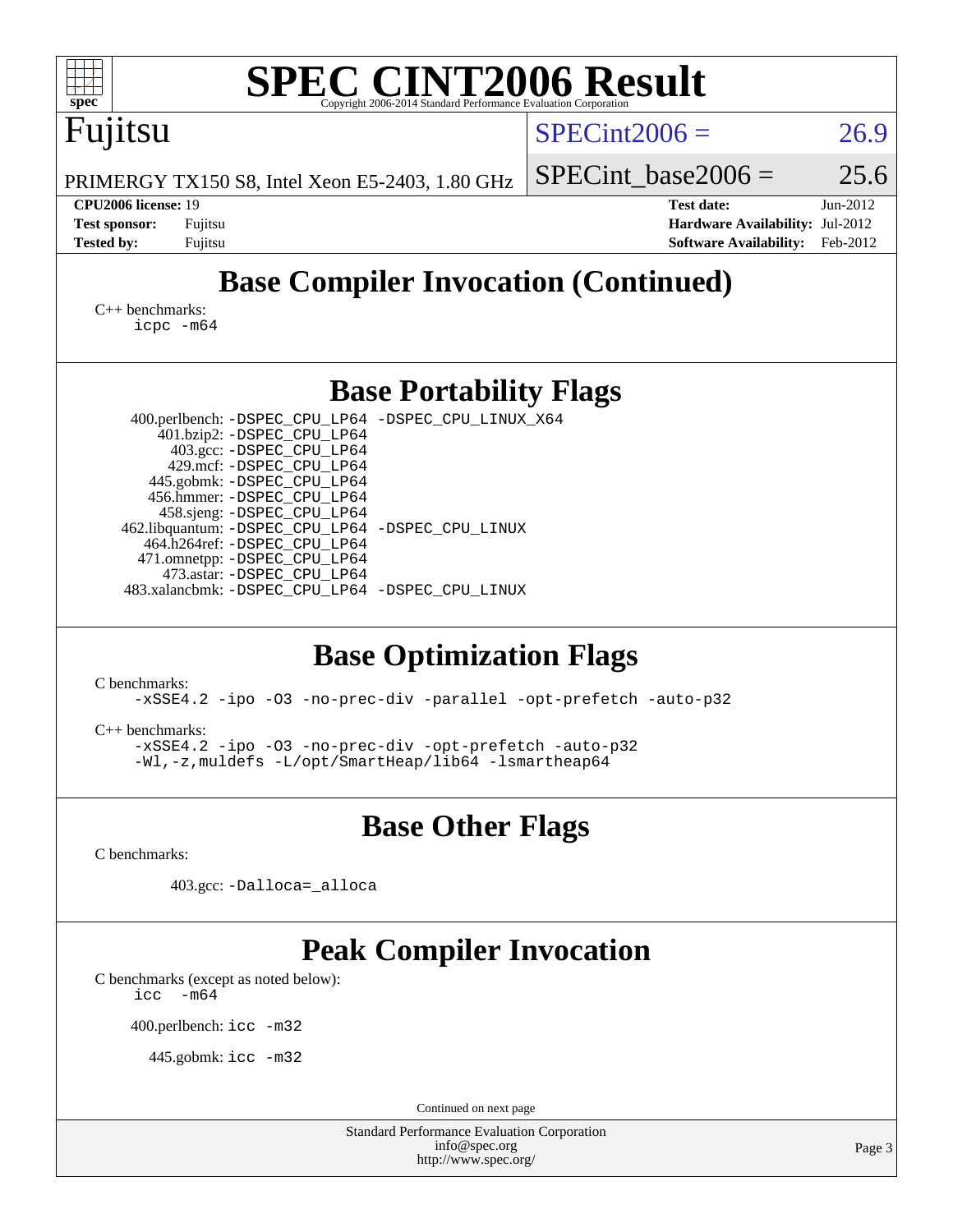# SPEC CINT2006 Result

Copyright 2006-2014 Standard Performance Evaluation Corporation

**Fujitsu**

PRIMERGY TX150 S8, Intel Xeon E5-2403, 1.80 GHz

SPECint2006 = 26.9

SPECint_base2006 = 25.6

| | | | |
|---|---|---|---|
| **CPU2006 license:** 19 | | **Test date:** | Jun-2012 |
| **Test sponsor:** | Fujitsu | **Hardware Availability:** | Jul-2012 |
| **Tested by:** | Fujitsu | **Software Availability:** | Feb-2012 |

## Base Compiler Invocation (Continued)

C++ benchmarks:
```
icpc -m64
```

## Base Portability Flags

```
400.perlbench: -DSPEC_CPU_LP64 -DSPEC_CPU_LINUX_X64
    401.bzip2: -DSPEC_CPU_LP64
      403.gcc: -DSPEC_CPU_LP64
      429.mcf: -DSPEC_CPU_LP64
   445.gobmk: -DSPEC_CPU_LP64
   456.hmmer: -DSPEC_CPU_LP64
   458.sjeng: -DSPEC_CPU_LP64
462.libquantum: -DSPEC_CPU_LP64 -DSPEC_CPU_LINUX
  464.h264ref: -DSPEC_CPU_LP64
  471.omnetpp: -DSPEC_CPU_LP64
    473.astar: -DSPEC_CPU_LP64
483.xalancbmk: -DSPEC_CPU_LP64 -DSPEC_CPU_LINUX
```

## Base Optimization Flags

C benchmarks:
```
-xSSE4.2 -ipo -O3 -no-prec-div -parallel -opt-prefetch -auto-p32
```

C++ benchmarks:
```
-xSSE4.2 -ipo -O3 -no-prec-div -opt-prefetch -auto-p32
-Wl,-z,muldefs -L/opt/SmartHeap/lib64 -lsmartheap64
```

## Base Other Flags

C benchmarks:

```
403.gcc: -Dalloca=_alloca
```

## Peak Compiler Invocation

C benchmarks (except as noted below):
```
icc  -m64
```

```
400.perlbench: icc -m32
```

```
445.gobmk: icc -m32
```

Continued on next page

Standard Performance Evaluation Corporation
info@spec.org
http://www.spec.org/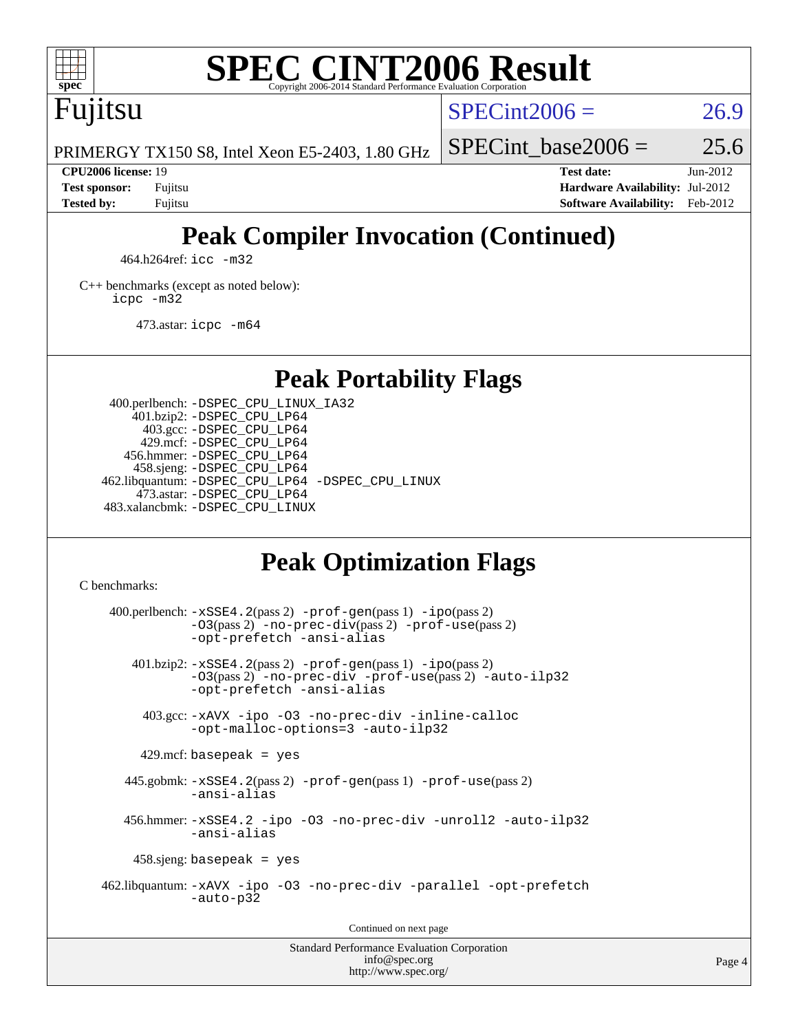# Peak Compiler Invocation (Continued)

464.h264ref: `icc -m32`

C++ benchmarks (except as noted below):
`icpc -m32`

473.astar: `icpc -m64`

# Peak Portability Flags

400.perlbench: `-DSPEC_CPU_LINUX_IA32`
401.bzip2: `-DSPEC_CPU_LP64`
403.gcc: `-DSPEC_CPU_LP64`
429.mcf: `-DSPEC_CPU_LP64`
456.hmmer: `-DSPEC_CPU_LP64`
458.sjeng: `-DSPEC_CPU_LP64`
462.libquantum: `-DSPEC_CPU_LP64 -DSPEC_CPU_LINUX`
473.astar: `-DSPEC_CPU_LP64`
483.xalancbmk: `-DSPEC_CPU_LINUX`

# Peak Optimization Flags

C benchmarks:

400.perlbench: `-xSSE4.2`(pass 2) `-prof-gen`(pass 1) `-ipo`(pass 2) `-O3`(pass 2) `-no-prec-div`(pass 2) `-prof-use`(pass 2) `-opt-prefetch -ansi-alias`

401.bzip2: `-xSSE4.2`(pass 2) `-prof-gen`(pass 1) `-ipo`(pass 2) `-O3`(pass 2) `-no-prec-div -prof-use`(pass 2) `-auto-ilp32 -opt-prefetch -ansi-alias`

403.gcc: `-xAVX -ipo -O3 -no-prec-div -inline-calloc -opt-malloc-options=3 -auto-ilp32`

429.mcf: `basepeak = yes`

445.gobmk: `-xSSE4.2`(pass 2) `-prof-gen`(pass 1) `-prof-use`(pass 2) `-ansi-alias`

456.hmmer: `-xSSE4.2 -ipo -O3 -no-prec-div -unroll2 -auto-ilp32 -ansi-alias`

458.sjeng: `basepeak = yes`

462.libquantum: `-xAVX -ipo -O3 -no-prec-div -parallel -opt-prefetch -auto-p32`

Continued on next page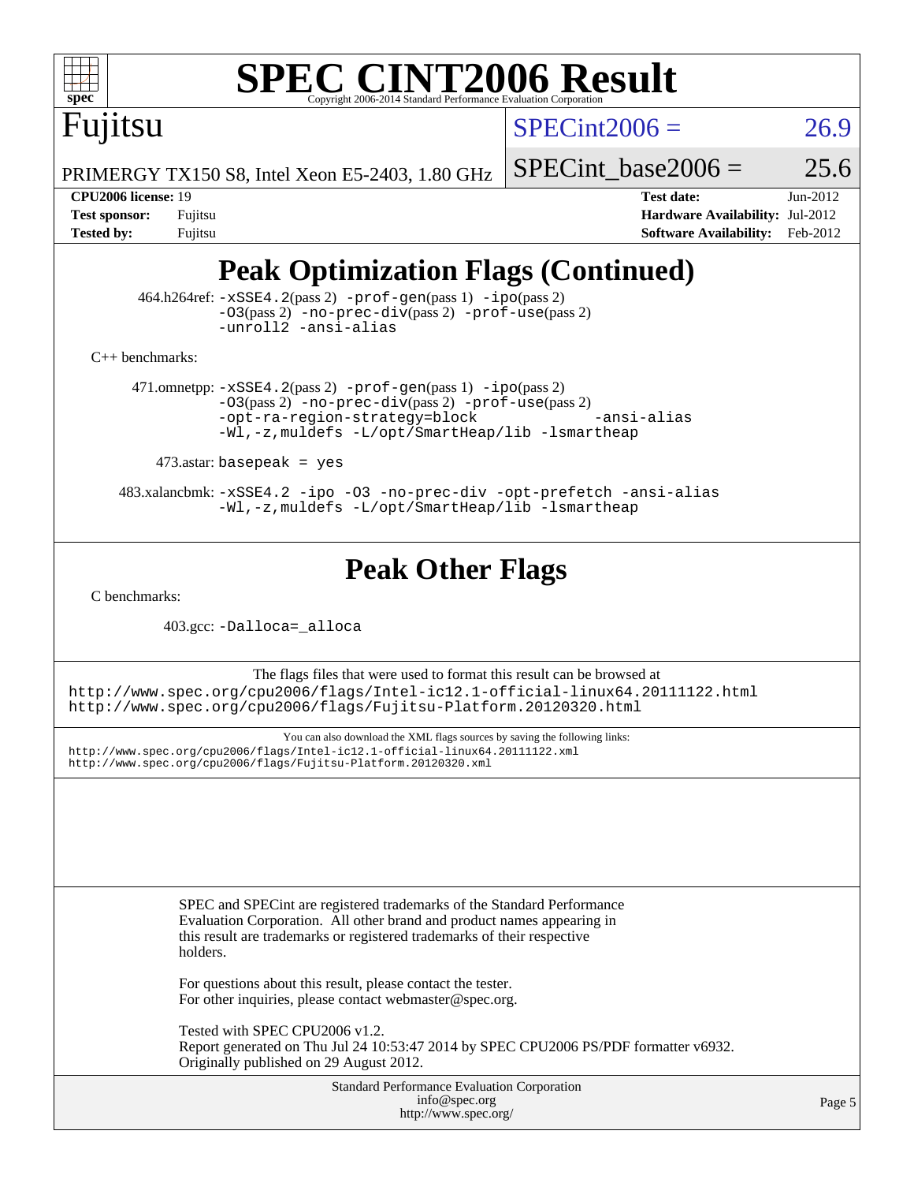# Peak Optimization Flags (Continued)

464.h264ref: -xSSE4.2(pass 2) -prof-gen(pass 1) -ipo(pass 2) -O3(pass 2) -no-prec-div(pass 2) -prof-use(pass 2) -unroll2 -ansi-alias

C++ benchmarks:

471.omnetpp: -xSSE4.2(pass 2) -prof-gen(pass 1) -ipo(pass 2) -O3(pass 2) -no-prec-div(pass 2) -prof-use(pass 2) -opt-ra-region-strategy=block -ansi-alias -Wl,-z,muldefs -L/opt/SmartHeap/lib -lsmartheap

473.astar: basepeak = yes

483.xalancbmk: -xSSE4.2 -ipo -O3 -no-prec-div -opt-prefetch -ansi-alias -Wl,-z,muldefs -L/opt/SmartHeap/lib -lsmartheap

# Peak Other Flags

C benchmarks:

403.gcc: -Dalloca=_alloca

The flags files that were used to format this result can be browsed at
http://www.spec.org/cpu2006/flags/Intel-ic12.1-official-linux64.20111122.html
http://www.spec.org/cpu2006/flags/Fujitsu-Platform.20120320.html

You can also download the XML flags sources by saving the following links:
http://www.spec.org/cpu2006/flags/Intel-ic12.1-official-linux64.20111122.xml
http://www.spec.org/cpu2006/flags/Fujitsu-Platform.20120320.xml

SPEC and SPECint are registered trademarks of the Standard Performance Evaluation Corporation. All other brand and product names appearing in this result are trademarks or registered trademarks of their respective holders.

For questions about this result, please contact the tester.
For other inquiries, please contact webmaster@spec.org.

Tested with SPEC CPU2006 v1.2.
Report generated on Thu Jul 24 10:53:47 2014 by SPEC CPU2006 PS/PDF formatter v6932.
Originally published on 29 August 2012.